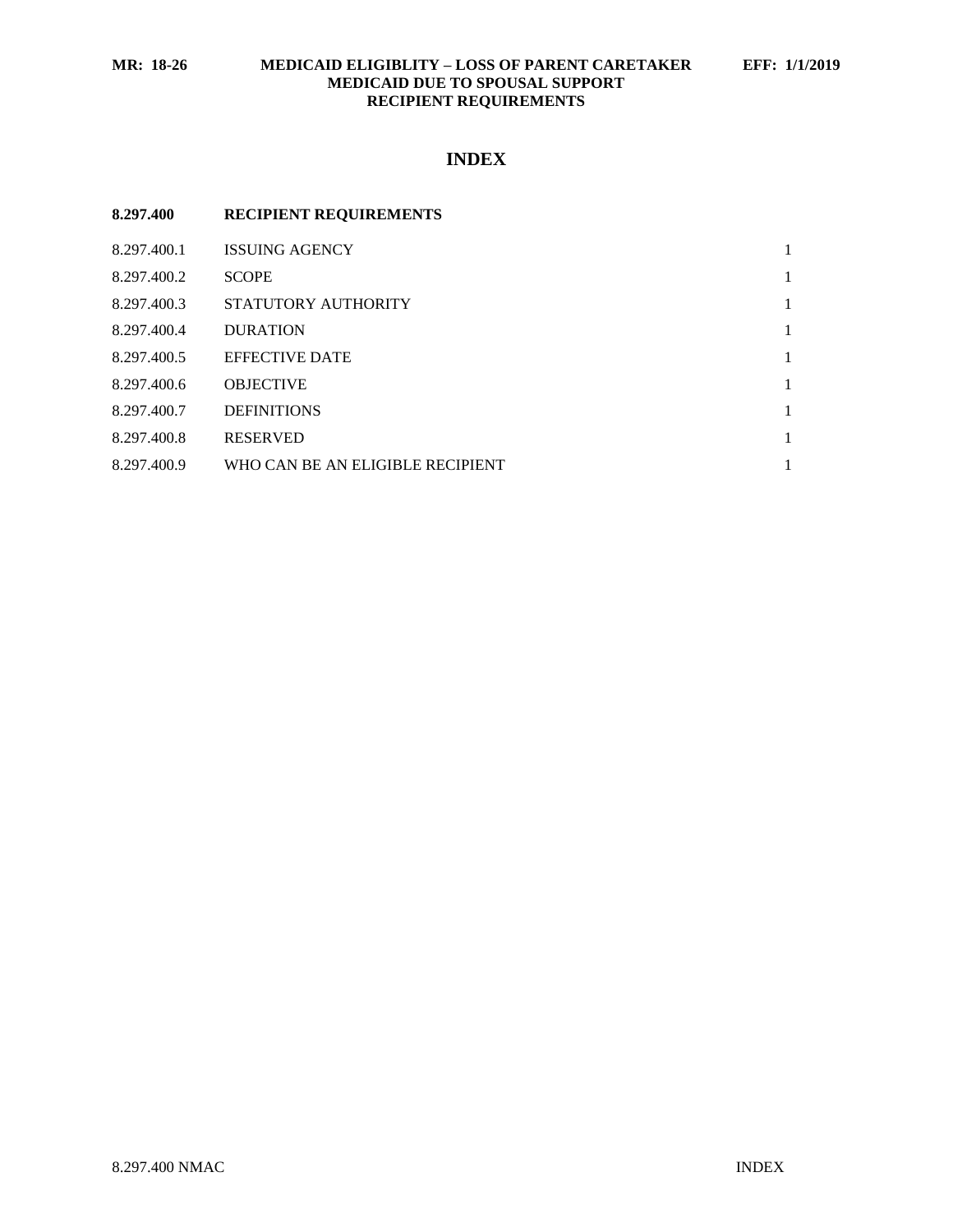# INDEX

| 8.297.400 | **RECIPIENT REQUIREMENTS** | |
|---|---|---|
| 8.297.400.1 | ISSUING AGENCY | 1 |
| 8.297.400.2 | SCOPE | 1 |
| 8.297.400.3 | STATUTORY AUTHORITY | 1 |
| 8.297.400.4 | DURATION | 1 |
| 8.297.400.5 | EFFECTIVE DATE | 1 |
| 8.297.400.6 | OBJECTIVE | 1 |
| 8.297.400.7 | DEFINITIONS | 1 |
| 8.297.400.8 | RESERVED | 1 |
| 8.297.400.9 | WHO CAN BE AN ELIGIBLE RECIPIENT | 1 |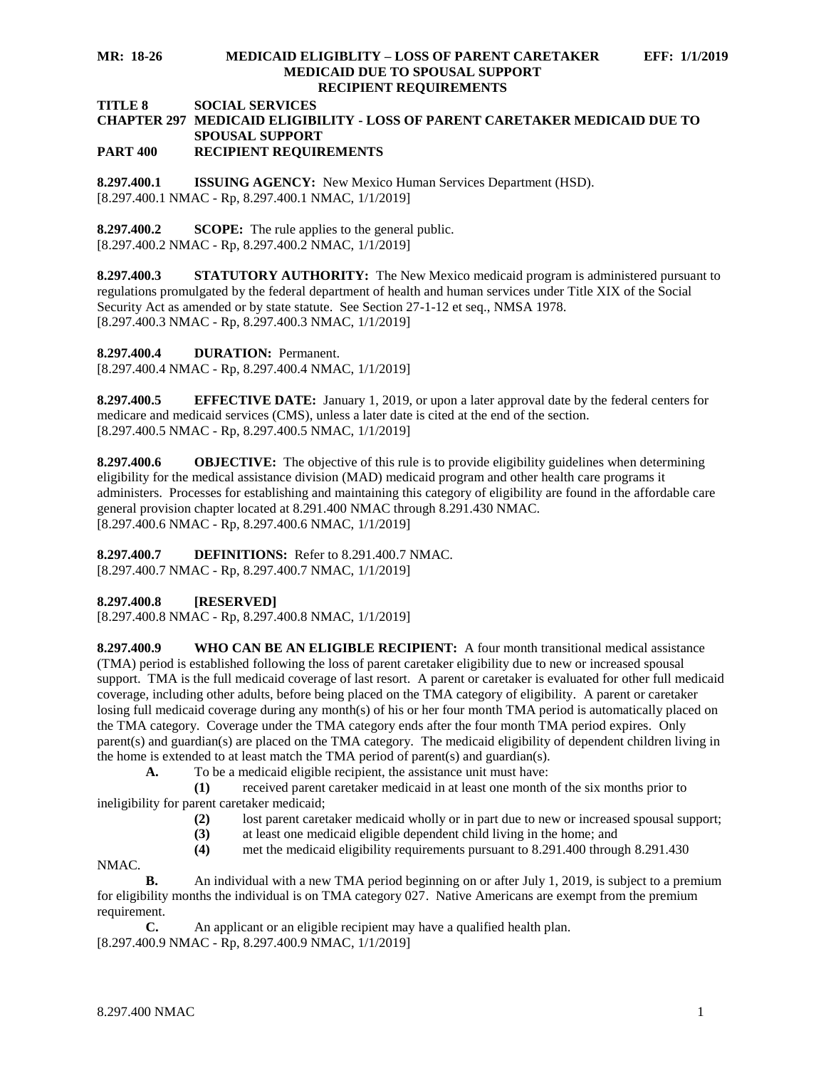**MR: 18-26 MEDICAID ELIGIBLITY – LOSS OF PARENT CARETAKER EFF: 1/1/2019**
**MEDICAID DUE TO SPOUSAL SUPPORT**
**RECIPIENT REQUIREMENTS**

**TITLE 8 SOCIAL SERVICES**
**CHAPTER 297 MEDICAID ELIGIBILITY - LOSS OF PARENT CARETAKER MEDICAID DUE TO SPOUSAL SUPPORT**
**PART 400 RECIPIENT REQUIREMENTS**

**8.297.400.1 ISSUING AGENCY:** New Mexico Human Services Department (HSD).
[8.297.400.1 NMAC - Rp, 8.297.400.1 NMAC, 1/1/2019]

**8.297.400.2 SCOPE:** The rule applies to the general public.
[8.297.400.2 NMAC - Rp, 8.297.400.2 NMAC, 1/1/2019]

**8.297.400.3 STATUTORY AUTHORITY:** The New Mexico medicaid program is administered pursuant to regulations promulgated by the federal department of health and human services under Title XIX of the Social Security Act as amended or by state statute. See Section 27-1-12 et seq., NMSA 1978.
[8.297.400.3 NMAC - Rp, 8.297.400.3 NMAC, 1/1/2019]

**8.297.400.4 DURATION:** Permanent.
[8.297.400.4 NMAC - Rp, 8.297.400.4 NMAC, 1/1/2019]

**8.297.400.5 EFFECTIVE DATE:** January 1, 2019, or upon a later approval date by the federal centers for medicare and medicaid services (CMS), unless a later date is cited at the end of the section.
[8.297.400.5 NMAC - Rp, 8.297.400.5 NMAC, 1/1/2019]

**8.297.400.6 OBJECTIVE:** The objective of this rule is to provide eligibility guidelines when determining eligibility for the medical assistance division (MAD) medicaid program and other health care programs it administers. Processes for establishing and maintaining this category of eligibility are found in the affordable care general provision chapter located at 8.291.400 NMAC through 8.291.430 NMAC.
[8.297.400.6 NMAC - Rp, 8.297.400.6 NMAC, 1/1/2019]

**8.297.400.7 DEFINITIONS:** Refer to 8.291.400.7 NMAC.
[8.297.400.7 NMAC - Rp, 8.297.400.7 NMAC, 1/1/2019]

**8.297.400.8 [RESERVED]**
[8.297.400.8 NMAC - Rp, 8.297.400.8 NMAC, 1/1/2019]

**8.297.400.9 WHO CAN BE AN ELIGIBLE RECIPIENT:** A four month transitional medical assistance (TMA) period is established following the loss of parent caretaker eligibility due to new or increased spousal support. TMA is the full medicaid coverage of last resort. A parent or caretaker is evaluated for other full medicaid coverage, including other adults, before being placed on the TMA category of eligibility. A parent or caretaker losing full medicaid coverage during any month(s) of his or her four month TMA period is automatically placed on the TMA category. Coverage under the TMA category ends after the four month TMA period expires. Only parent(s) and guardian(s) are placed on the TMA category. The medicaid eligibility of dependent children living in the home is extended to at least match the TMA period of parent(s) and guardian(s).

**A.** To be a medicaid eligible recipient, the assistance unit must have:

**(1)** received parent caretaker medicaid in at least one month of the six months prior to ineligibility for parent caretaker medicaid;

**(2)** lost parent caretaker medicaid wholly or in part due to new or increased spousal support;

**(3)** at least one medicaid eligible dependent child living in the home; and

**(4)** met the medicaid eligibility requirements pursuant to 8.291.400 through 8.291.430 NMAC.

**B.** An individual with a new TMA period beginning on or after July 1, 2019, is subject to a premium for eligibility months the individual is on TMA category 027. Native Americans are exempt from the premium requirement.

**C.** An applicant or an eligible recipient may have a qualified health plan.
[8.297.400.9 NMAC - Rp, 8.297.400.9 NMAC, 1/1/2019]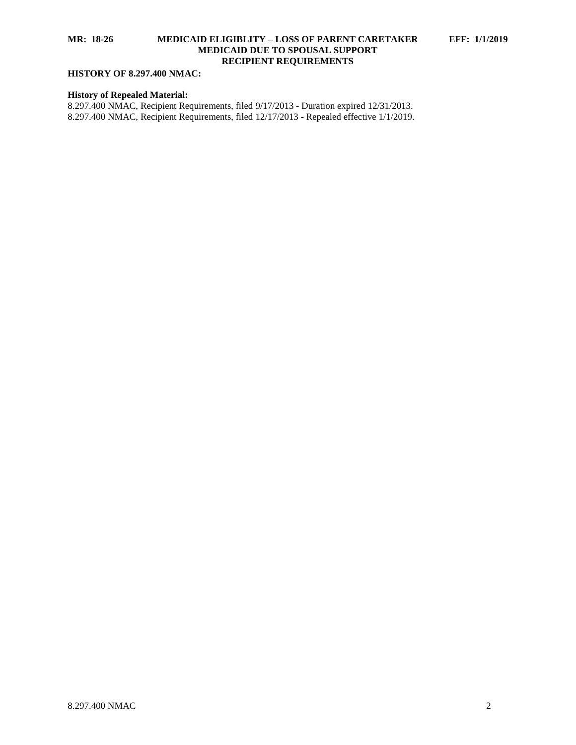**HISTORY OF 8.297.400 NMAC:**

**History of Repealed Material:**

8.297.400 NMAC, Recipient Requirements, filed 9/17/2013 - Duration expired 12/31/2013.
8.297.400 NMAC, Recipient Requirements, filed 12/17/2013 - Repealed effective 1/1/2019.